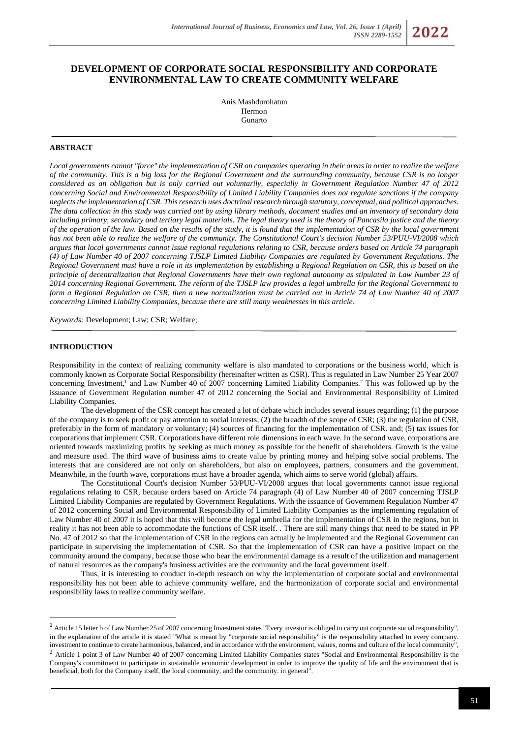# DEVELOPMENT OF CORPORATE SOCIAL RESPONSIBILITY AND CORPORATE ENVIRONMENTAL LAW TO CREATE COMMUNITY WELFARE

Anis Mashdurohatun
Hermon
Gunarto

## ABSTRACT

*Local governments cannot "force" the implementation of CSR on companies operating in their areas in order to realize the welfare of the community. This is a big loss for the Regional Government and the surrounding community, because CSR is no longer considered as an obligation but is only carried out voluntarily, especially in Government Regulation Number 47 of 2012 concerning Social and Environmental Responsibility of Limited Liability Companies does not regulate sanctions if the company neglects the implementation of CSR. This research uses doctrinal research through statutory, conceptual, and political approaches. The data collection in this study was carried out by using library methods, document studies and an inventory of secondary data including primary, secondary and tertiary legal materials. The legal theory used is the theory of Pancasila justice and the theory of the operation of the law. Based on the results of the study, it is found that the implementation of CSR by the local government has not been able to realize the welfare of the community. The Constitutional Court's decision Number 53/PUU-VI/2008 which argues that local governments cannot issue regional regulations relating to CSR, because orders based on Article 74 paragraph (4) of Law Number 40 of 2007 concerning TJSLP Limited Liability Companies are regulated by Government Regulations. The Regional Government must have a role in its implementation by establishing a Regional Regulation on CSR, this is based on the principle of decentralization that Regional Governments have their own regional autonomy as stipulated in Law Number 23 of 2014 concerning Regional Government. The reform of the TJSLP law provides a legal umbrella for the Regional Government to form a Regional Regulation on CSR, then a new normalization must be carried out in Article 74 of Law Number 40 of 2007 concerning Limited Liability Companies, because there are still many weaknesses in this article.*

*Keywords:* Development; Law; CSR; Welfare;

## INTRODUCTION

Responsibility in the context of realizing community welfare is also mandated to corporations or the business world, which is commonly known as Corporate Social Responsibility (hereinafter written as CSR). This is regulated in Law Number 25 Year 2007 concerning Investment,[1] and Law Number 40 of 2007 concerning Limited Liability Companies.[2] This was followed up by the issuance of Government Regulation number 47 of 2012 concerning the Social and Environmental Responsibility of Limited Liability Companies.

The development of the CSR concept has created a lot of debate which includes several issues regarding; (1) the purpose of the company is to seek profit or pay attention to social interests; (2) the breadth of the scope of CSR; (3) the regulation of CSR, preferably in the form of mandatory or voluntary; (4) sources of financing for the implementation of CSR. and; (5) tax issues for corporations that implement CSR. Corporations have different role dimensions in each wave. In the second wave, corporations are oriented towards maximizing profits by seeking as much money as possible for the benefit of shareholders. Growth is the value and measure used. The third wave of business aims to create value by printing money and helping solve social problems. The interests that are considered are not only on shareholders, but also on employees, partners, consumers and the government. Meanwhile, in the fourth wave, corporations must have a broader agenda, which aims to serve world (global) affairs.

The Constitutional Court's decision Number 53/PUU-VI/2008 argues that local governments cannot issue regional regulations relating to CSR, because orders based on Article 74 paragraph (4) of Law Number 40 of 2007 concerning TJSLP Limited Liability Companies are regulated by Government Regulations. With the issuance of Government Regulation Number 47 of 2012 concerning Social and Environmental Responsibility of Limited Liability Companies as the implementing regulation of Law Number 40 of 2007 it is hoped that this will become the legal umbrella for the implementation of CSR in the regions, but in reality it has not been able to accommodate the functions of CSR itself. . There are still many things that need to be stated in PP No. 47 of 2012 so that the implementation of CSR in the regions can actually be implemented and the Regional Government can participate in supervising the implementation of CSR. So that the implementation of CSR can have a positive impact on the community around the company, because those who bear the environmental damage as a result of the utilization and management of natural resources as the company's business activities are the community and the local government itself.

Thus, it is interesting to conduct in-depth research on why the implementation of corporate social and environmental responsibility has not been able to achieve community welfare, and the harmonization of corporate social and environmental responsibility laws to realize community welfare.

---

[1] Article 15 letter b of Law Number 25 of 2007 concerning Investment states "Every investor is obliged to carry out corporate social responsibility", in the explanation of the article it is stated "What is meant by "corporate social responsibility" is the responsibility attached to every company. investment to continue to create harmonious, balanced, and in accordance with the environment, values, norms and culture of the local community",

[2] Article 1 point 3 of Law Number 40 of 2007 concerning Limited Liability Companies states "Social and Environmental Responsibility is the Company's commitment to participate in sustainable economic development in order to improve the quality of life and the environment that is beneficial, both for the Company itself, the local community, and the community. in general".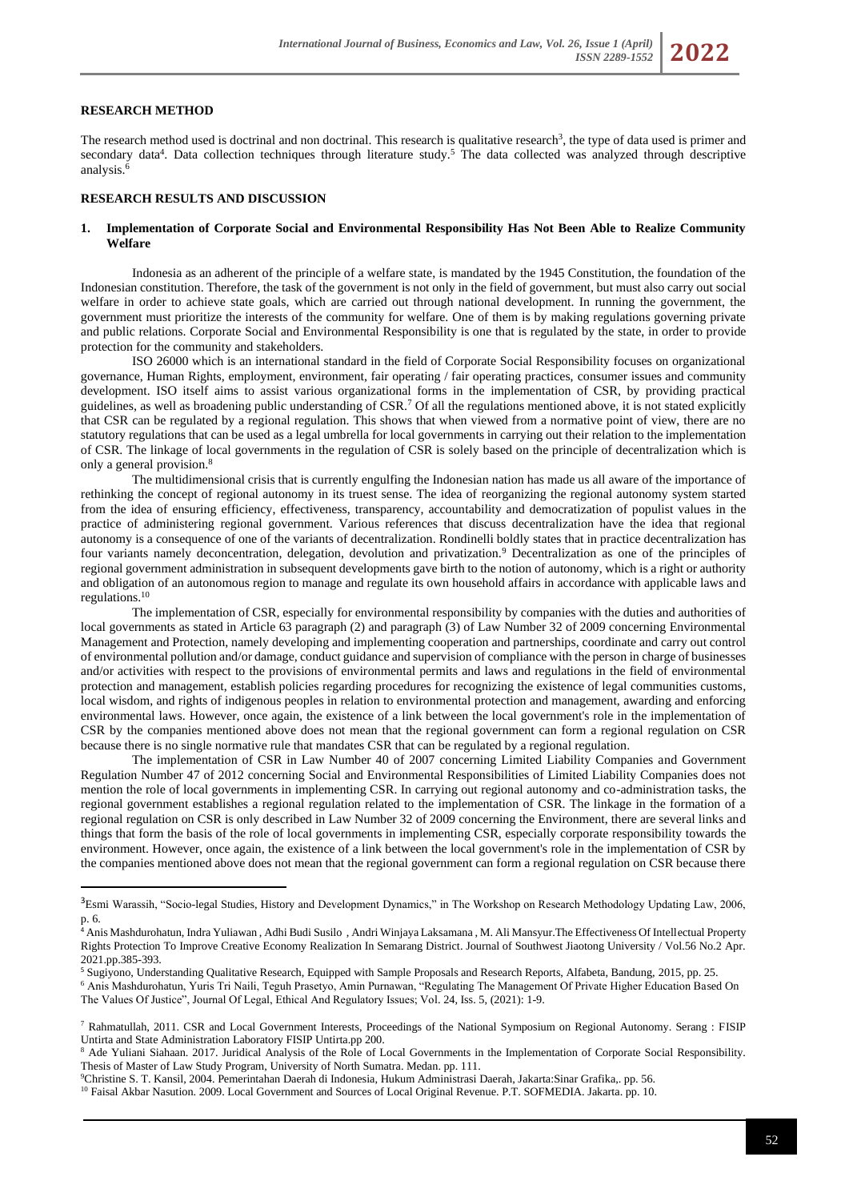**RESEARCH METHOD**

The research method used is doctrinal and non doctrinal. This research is qualitative research[3], the type of data used is primer and secondary data[4]. Data collection techniques through literature study.[5] The data collected was analyzed through descriptive analysis.[6]

**RESEARCH RESULTS AND DISCUSSION**

**1. Implementation of Corporate Social and Environmental Responsibility Has Not Been Able to Realize Community Welfare**

Indonesia as an adherent of the principle of a welfare state, is mandated by the 1945 Constitution, the foundation of the Indonesian constitution. Therefore, the task of the government is not only in the field of government, but must also carry out social welfare in order to achieve state goals, which are carried out through national development. In running the government, the government must prioritize the interests of the community for welfare. One of them is by making regulations governing private and public relations. Corporate Social and Environmental Responsibility is one that is regulated by the state, in order to provide protection for the community and stakeholders.

ISO 26000 which is an international standard in the field of Corporate Social Responsibility focuses on organizational governance, Human Rights, employment, environment, fair operating / fair operating practices, consumer issues and community development. ISO itself aims to assist various organizational forms in the implementation of CSR, by providing practical guidelines, as well as broadening public understanding of CSR.[7] Of all the regulations mentioned above, it is not stated explicitly that CSR can be regulated by a regional regulation. This shows that when viewed from a normative point of view, there are no statutory regulations that can be used as a legal umbrella for local governments in carrying out their relation to the implementation of CSR. The linkage of local governments in the regulation of CSR is solely based on the principle of decentralization which is only a general provision.[8]

The multidimensional crisis that is currently engulfing the Indonesian nation has made us all aware of the importance of rethinking the concept of regional autonomy in its truest sense. The idea of reorganizing the regional autonomy system started from the idea of ensuring efficiency, effectiveness, transparency, accountability and democratization of populist values in the practice of administering regional government. Various references that discuss decentralization have the idea that regional autonomy is a consequence of one of the variants of decentralization. Rondinelli boldly states that in practice decentralization has four variants namely deconcentration, delegation, devolution and privatization.[9] Decentralization as one of the principles of regional government administration in subsequent developments gave birth to the notion of autonomy, which is a right or authority and obligation of an autonomous region to manage and regulate its own household affairs in accordance with applicable laws and regulations.[10]

The implementation of CSR, especially for environmental responsibility by companies with the duties and authorities of local governments as stated in Article 63 paragraph (2) and paragraph (3) of Law Number 32 of 2009 concerning Environmental Management and Protection, namely developing and implementing cooperation and partnerships, coordinate and carry out control of environmental pollution and/or damage, conduct guidance and supervision of compliance with the person in charge of businesses and/or activities with respect to the provisions of environmental permits and laws and regulations in the field of environmental protection and management, establish policies regarding procedures for recognizing the existence of legal communities customs, local wisdom, and rights of indigenous peoples in relation to environmental protection and management, awarding and enforcing environmental laws. However, once again, the existence of a link between the local government's role in the implementation of CSR by the companies mentioned above does not mean that the regional government can form a regional regulation on CSR because there is no single normative rule that mandates CSR that can be regulated by a regional regulation.

The implementation of CSR in Law Number 40 of 2007 concerning Limited Liability Companies and Government Regulation Number 47 of 2012 concerning Social and Environmental Responsibilities of Limited Liability Companies does not mention the role of local governments in implementing CSR. In carrying out regional autonomy and co-administration tasks, the regional government establishes a regional regulation related to the implementation of CSR. The linkage in the formation of a regional regulation on CSR is only described in Law Number 32 of 2009 concerning the Environment, there are several links and things that form the basis of the role of local governments in implementing CSR, especially corporate responsibility towards the environment. However, once again, the existence of a link between the local government's role in the implementation of CSR by the companies mentioned above does not mean that the regional government can form a regional regulation on CSR because there

---

[3] Esmi Warassih, "Socio-legal Studies, History and Development Dynamics," in The Workshop on Research Methodology Updating Law, 2006, p. 6.

[4] Anis Mashdurohatun, Indra Yuliawan , Adhi Budi Susilo , Andri Winjaya Laksamana , M. Ali Mansyur.The Effectiveness Of Intellectual Property Rights Protection To Improve Creative Economy Realization In Semarang District. Journal of Southwest Jiaotong University / Vol.56 No.2 Apr. 2021.pp.385-393.

[5] Sugiyono, Understanding Qualitative Research, Equipped with Sample Proposals and Research Reports, Alfabeta, Bandung, 2015, pp. 25.

[6] Anis Mashdurohatun, Yuris Tri Naili, Teguh Prasetyo, Amin Purnawan, "Regulating The Management Of Private Higher Education Based On The Values Of Justice", Journal Of Legal, Ethical And Regulatory Issues; Vol. 24, Iss. 5, (2021): 1-9.

[7] Rahmatullah, 2011. CSR and Local Government Interests, Proceedings of the National Symposium on Regional Autonomy. Serang : FISIP Untirta and State Administration Laboratory FISIP Untirta.pp 200.

[8] Ade Yuliani Siahaan. 2017. Juridical Analysis of the Role of Local Governments in the Implementation of Corporate Social Responsibility. Thesis of Master of Law Study Program, University of North Sumatra. Medan. pp. 111.

[9] Christine S. T. Kansil, 2004. Pemerintahan Daerah di Indonesia, Hukum Administrasi Daerah, Jakarta:Sinar Grafika,. pp. 56.

[10] Faisal Akbar Nasution. 2009. Local Government and Sources of Local Original Revenue. P.T. SOFMEDIA. Jakarta. pp. 10.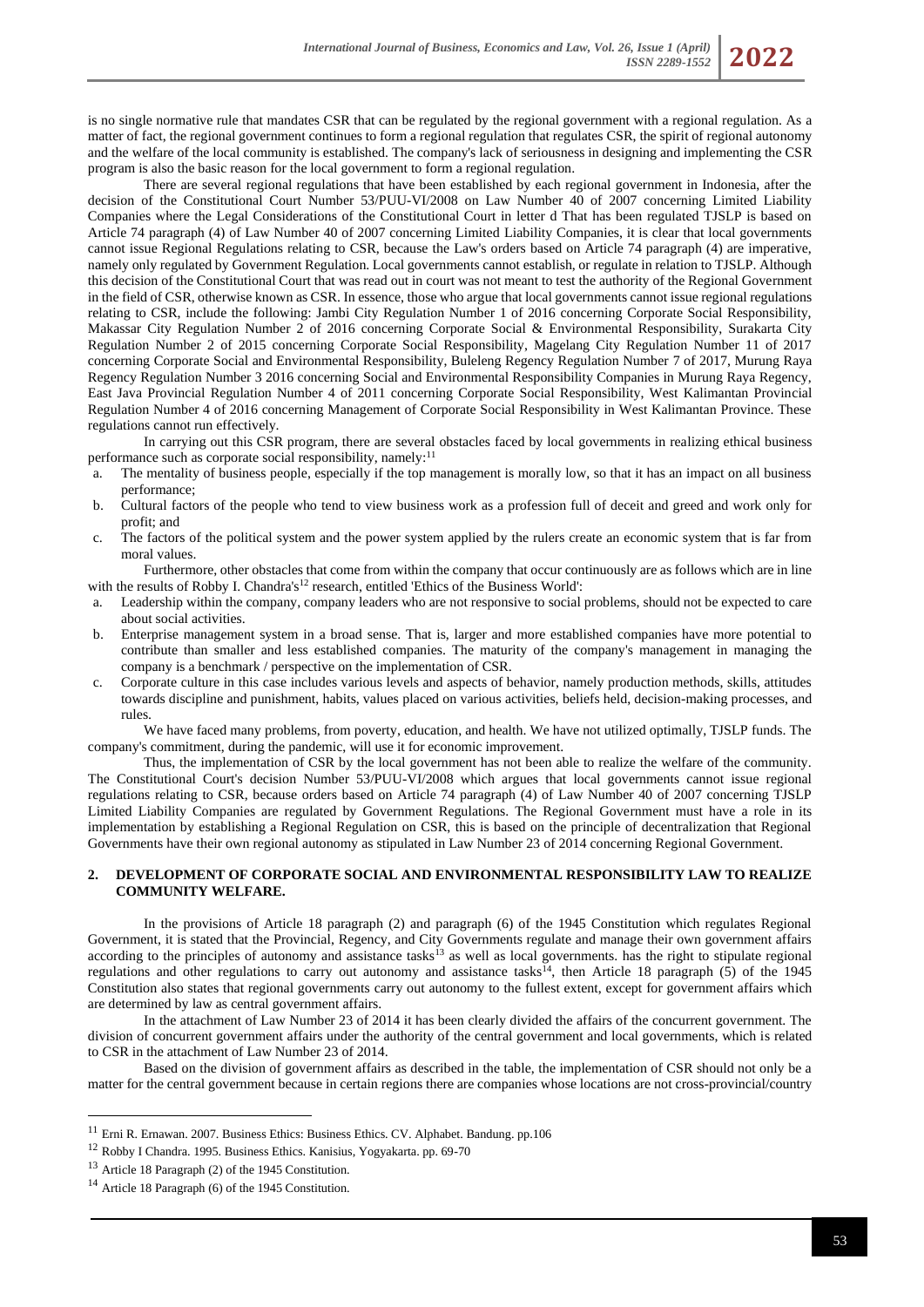is no single normative rule that mandates CSR that can be regulated by the regional government with a regional regulation. As a matter of fact, the regional government continues to form a regional regulation that regulates CSR, the spirit of regional autonomy and the welfare of the local community is established. The company's lack of seriousness in designing and implementing the CSR program is also the basic reason for the local government to form a regional regulation.

There are several regional regulations that have been established by each regional government in Indonesia, after the decision of the Constitutional Court Number 53/PUU-VI/2008 on Law Number 40 of 2007 concerning Limited Liability Companies where the Legal Considerations of the Constitutional Court in letter d That has been regulated TJSLP is based on Article 74 paragraph (4) of Law Number 40 of 2007 concerning Limited Liability Companies, it is clear that local governments cannot issue Regional Regulations relating to CSR, because the Law's orders based on Article 74 paragraph (4) are imperative, namely only regulated by Government Regulation. Local governments cannot establish, or regulate in relation to TJSLP. Although this decision of the Constitutional Court that was read out in court was not meant to test the authority of the Regional Government in the field of CSR, otherwise known as CSR. In essence, those who argue that local governments cannot issue regional regulations relating to CSR, include the following: Jambi City Regulation Number 1 of 2016 concerning Corporate Social Responsibility, Makassar City Regulation Number 2 of 2016 concerning Corporate Social & Environmental Responsibility, Surakarta City Regulation Number 2 of 2015 concerning Corporate Social Responsibility, Magelang City Regulation Number 11 of 2017 concerning Corporate Social and Environmental Responsibility, Buleleng Regency Regulation Number 7 of 2017, Murung Raya Regency Regulation Number 3 2016 concerning Social and Environmental Responsibility Companies in Murung Raya Regency, East Java Provincial Regulation Number 4 of 2011 concerning Corporate Social Responsibility, West Kalimantan Provincial Regulation Number 4 of 2016 concerning Management of Corporate Social Responsibility in West Kalimantan Province. These regulations cannot run effectively.

In carrying out this CSR program, there are several obstacles faced by local governments in realizing ethical business performance such as corporate social responsibility, namely:[11]

a. The mentality of business people, especially if the top management is morally low, so that it has an impact on all business performance;
b. Cultural factors of the people who tend to view business work as a profession full of deceit and greed and work only for profit; and
c. The factors of the political system and the power system applied by the rulers create an economic system that is far from moral values.

Furthermore, other obstacles that come from within the company that occur continuously are as follows which are in line with the results of Robby I. Chandra's[12] research, entitled 'Ethics of the Business World':

a. Leadership within the company, company leaders who are not responsive to social problems, should not be expected to care about social activities.
b. Enterprise management system in a broad sense. That is, larger and more established companies have more potential to contribute than smaller and less established companies. The maturity of the company's management in managing the company is a benchmark / perspective on the implementation of CSR.
c. Corporate culture in this case includes various levels and aspects of behavior, namely production methods, skills, attitudes towards discipline and punishment, habits, values placed on various activities, beliefs held, decision-making processes, and rules.

We have faced many problems, from poverty, education, and health. We have not utilized optimally, TJSLP funds. The company's commitment, during the pandemic, will use it for economic improvement.

Thus, the implementation of CSR by the local government has not been able to realize the welfare of the community. The Constitutional Court's decision Number 53/PUU-VI/2008 which argues that local governments cannot issue regional regulations relating to CSR, because orders based on Article 74 paragraph (4) of Law Number 40 of 2007 concerning TJSLP Limited Liability Companies are regulated by Government Regulations. The Regional Government must have a role in its implementation by establishing a Regional Regulation on CSR, this is based on the principle of decentralization that Regional Governments have their own regional autonomy as stipulated in Law Number 23 of 2014 concerning Regional Government.

## 2. DEVELOPMENT OF CORPORATE SOCIAL AND ENVIRONMENTAL RESPONSIBILITY LAW TO REALIZE COMMUNITY WELFARE.

In the provisions of Article 18 paragraph (2) and paragraph (6) of the 1945 Constitution which regulates Regional Government, it is stated that the Provincial, Regency, and City Governments regulate and manage their own government affairs according to the principles of autonomy and assistance tasks[13] as well as local governments. has the right to stipulate regional regulations and other regulations to carry out autonomy and assistance tasks[14], then Article 18 paragraph (5) of the 1945 Constitution also states that regional governments carry out autonomy to the fullest extent, except for government affairs which are determined by law as central government affairs.

In the attachment of Law Number 23 of 2014 it has been clearly divided the affairs of the concurrent government. The division of concurrent government affairs under the authority of the central government and local governments, which is related to CSR in the attachment of Law Number 23 of 2014.

Based on the division of government affairs as described in the table, the implementation of CSR should not only be a matter for the central government because in certain regions there are companies whose locations are not cross-provincial/country

---

[11] Erni R. Ernawan. 2007. Business Ethics: Business Ethics. CV. Alphabet. Bandung. pp.106

[12] Robby I Chandra. 1995. Business Ethics. Kanisius, Yogyakarta. pp. 69-70

[13] Article 18 Paragraph (2) of the 1945 Constitution.

[14] Article 18 Paragraph (6) of the 1945 Constitution.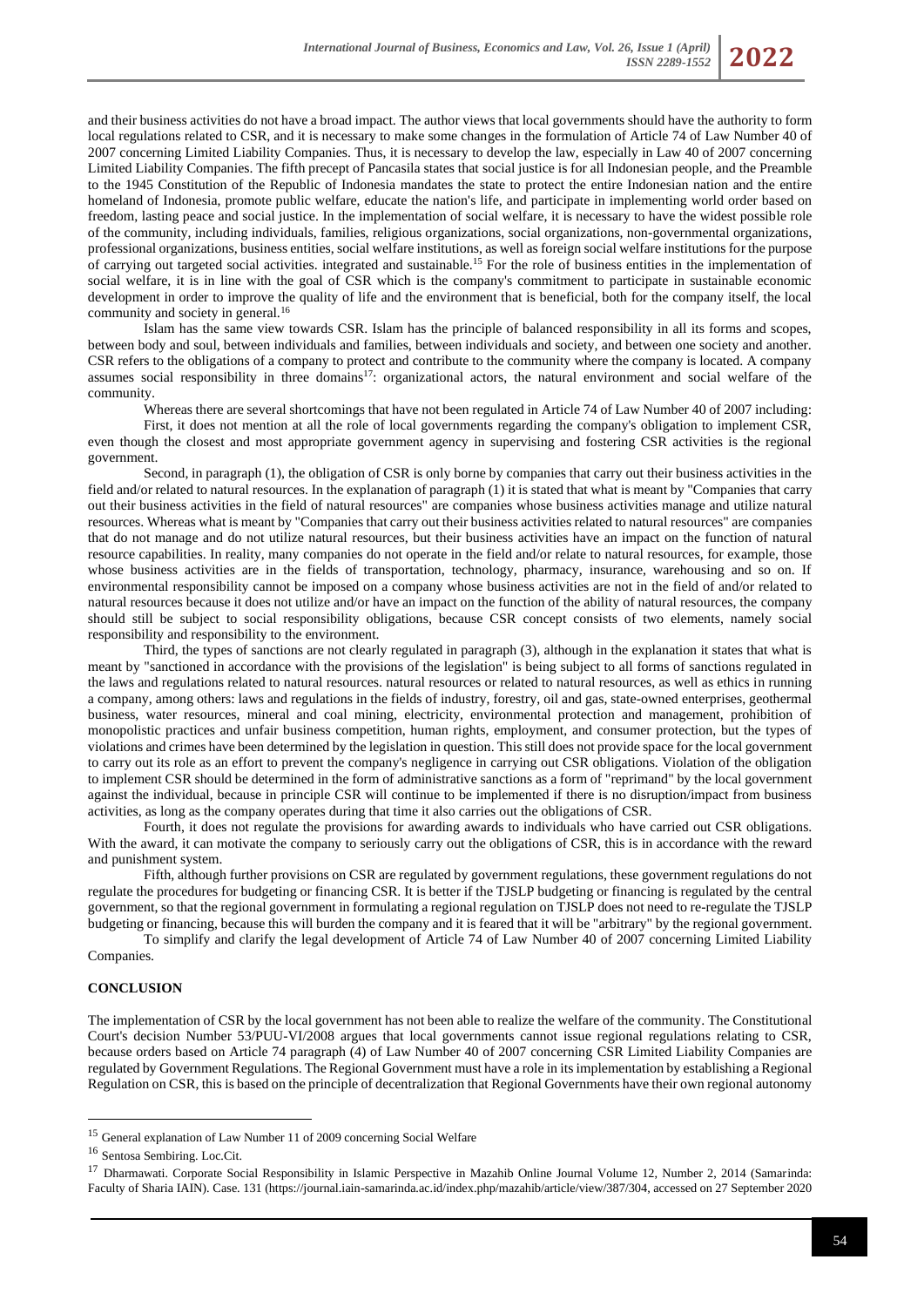and their business activities do not have a broad impact. The author views that local governments should have the authority to form local regulations related to CSR, and it is necessary to make some changes in the formulation of Article 74 of Law Number 40 of 2007 concerning Limited Liability Companies. Thus, it is necessary to develop the law, especially in Law 40 of 2007 concerning Limited Liability Companies. The fifth precept of Pancasila states that social justice is for all Indonesian people, and the Preamble to the 1945 Constitution of the Republic of Indonesia mandates the state to protect the entire Indonesian nation and the entire homeland of Indonesia, promote public welfare, educate the nation's life, and participate in implementing world order based on freedom, lasting peace and social justice. In the implementation of social welfare, it is necessary to have the widest possible role of the community, including individuals, families, religious organizations, social organizations, non-governmental organizations, professional organizations, business entities, social welfare institutions, as well as foreign social welfare institutions for the purpose of carrying out targeted social activities. integrated and sustainable.[15] For the role of business entities in the implementation of social welfare, it is in line with the goal of CSR which is the company's commitment to participate in sustainable economic development in order to improve the quality of life and the environment that is beneficial, both for the company itself, the local community and society in general.[16]

Islam has the same view towards CSR. Islam has the principle of balanced responsibility in all its forms and scopes, between body and soul, between individuals and families, between individuals and society, and between one society and another. CSR refers to the obligations of a company to protect and contribute to the community where the company is located. A company assumes social responsibility in three domains[17]: organizational actors, the natural environment and social welfare of the community.

Whereas there are several shortcomings that have not been regulated in Article 74 of Law Number 40 of 2007 including:

First, it does not mention at all the role of local governments regarding the company's obligation to implement CSR, even though the closest and most appropriate government agency in supervising and fostering CSR activities is the regional government.

Second, in paragraph (1), the obligation of CSR is only borne by companies that carry out their business activities in the field and/or related to natural resources. In the explanation of paragraph (1) it is stated that what is meant by "Companies that carry out their business activities in the field of natural resources" are companies whose business activities manage and utilize natural resources. Whereas what is meant by "Companies that carry out their business activities related to natural resources" are companies that do not manage and do not utilize natural resources, but their business activities have an impact on the function of natural resource capabilities. In reality, many companies do not operate in the field and/or relate to natural resources, for example, those whose business activities are in the fields of transportation, technology, pharmacy, insurance, warehousing and so on. If environmental responsibility cannot be imposed on a company whose business activities are not in the field of and/or related to natural resources because it does not utilize and/or have an impact on the function of the ability of natural resources, the company should still be subject to social responsibility obligations, because CSR concept consists of two elements, namely social responsibility and responsibility to the environment.

Third, the types of sanctions are not clearly regulated in paragraph (3), although in the explanation it states that what is meant by "sanctioned in accordance with the provisions of the legislation" is being subject to all forms of sanctions regulated in the laws and regulations related to natural resources. natural resources or related to natural resources, as well as ethics in running a company, among others: laws and regulations in the fields of industry, forestry, oil and gas, state-owned enterprises, geothermal business, water resources, mineral and coal mining, electricity, environmental protection and management, prohibition of monopolistic practices and unfair business competition, human rights, employment, and consumer protection, but the types of violations and crimes have been determined by the legislation in question. This still does not provide space for the local government to carry out its role as an effort to prevent the company's negligence in carrying out CSR obligations. Violation of the obligation to implement CSR should be determined in the form of administrative sanctions as a form of "reprimand" by the local government against the individual, because in principle CSR will continue to be implemented if there is no disruption/impact from business activities, as long as the company operates during that time it also carries out the obligations of CSR.

Fourth, it does not regulate the provisions for awarding awards to individuals who have carried out CSR obligations. With the award, it can motivate the company to seriously carry out the obligations of CSR, this is in accordance with the reward and punishment system.

Fifth, although further provisions on CSR are regulated by government regulations, these government regulations do not regulate the procedures for budgeting or financing CSR. It is better if the TJSLP budgeting or financing is regulated by the central government, so that the regional government in formulating a regional regulation on TJSLP does not need to re-regulate the TJSLP budgeting or financing, because this will burden the company and it is feared that it will be "arbitrary" by the regional government.

To simplify and clarify the legal development of Article 74 of Law Number 40 of 2007 concerning Limited Liability Companies.

## CONCLUSION

The implementation of CSR by the local government has not been able to realize the welfare of the community. The Constitutional Court's decision Number 53/PUU-VI/2008 argues that local governments cannot issue regional regulations relating to CSR, because orders based on Article 74 paragraph (4) of Law Number 40 of 2007 concerning CSR Limited Liability Companies are regulated by Government Regulations. The Regional Government must have a role in its implementation by establishing a Regional Regulation on CSR, this is based on the principle of decentralization that Regional Governments have their own regional autonomy

---

[15] General explanation of Law Number 11 of 2009 concerning Social Welfare

[16] Sentosa Sembiring. Loc.Cit.

[17] Dharmawati. Corporate Social Responsibility in Islamic Perspective in Mazahib Online Journal Volume 12, Number 2, 2014 (Samarinda: Faculty of Sharia IAIN). Case. 131 (https://journal.iain-samarinda.ac.id/index.php/mazahib/article/view/387/304, accessed on 27 September 2020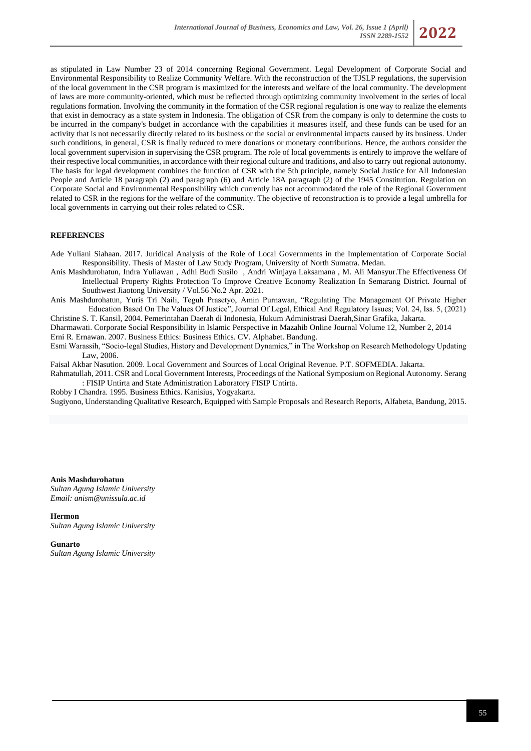as stipulated in Law Number 23 of 2014 concerning Regional Government. Legal Development of Corporate Social and Environmental Responsibility to Realize Community Welfare. With the reconstruction of the TJSLP regulations, the supervision of the local government in the CSR program is maximized for the interests and welfare of the local community. The development of laws are more community-oriented, which must be reflected through optimizing community involvement in the series of local regulations formation. Involving the community in the formation of the CSR regional regulation is one way to realize the elements that exist in democracy as a state system in Indonesia. The obligation of CSR from the company is only to determine the costs to be incurred in the company's budget in accordance with the capabilities it measures itself, and these funds can be used for an activity that is not necessarily directly related to its business or the social or environmental impacts caused by its business. Under such conditions, in general, CSR is finally reduced to mere donations or monetary contributions. Hence, the authors consider the local government supervision in supervising the CSR program. The role of local governments is entirely to improve the welfare of their respective local communities, in accordance with their regional culture and traditions, and also to carry out regional autonomy. The basis for legal development combines the function of CSR with the 5th principle, namely Social Justice for All Indonesian People and Article 18 paragraph (2) and paragraph (6) and Article 18A paragraph (2) of the 1945 Constitution. Regulation on Corporate Social and Environmental Responsibility which currently has not accommodated the role of the Regional Government related to CSR in the regions for the welfare of the community. The objective of reconstruction is to provide a legal umbrella for local governments in carrying out their roles related to CSR.

## REFERENCES

Ade Yuliani Siahaan. 2017. Juridical Analysis of the Role of Local Governments in the Implementation of Corporate Social Responsibility. Thesis of Master of Law Study Program, University of North Sumatra. Medan.

Anis Mashdurohatun, Indra Yuliawan , Adhi Budi Susilo , Andri Winjaya Laksamana , M. Ali Mansyur.The Effectiveness Of Intellectual Property Rights Protection To Improve Creative Economy Realization In Semarang District. Journal of Southwest Jiaotong University / Vol.56 No.2 Apr. 2021.

Anis Mashdurohatun, Yuris Tri Naili, Teguh Prasetyo, Amin Purnawan, "Regulating The Management Of Private Higher Education Based On The Values Of Justice", Journal Of Legal, Ethical And Regulatory Issues; Vol. 24, Iss. 5, (2021)

Christine S. T. Kansil, 2004. Pemerintahan Daerah di Indonesia, Hukum Administrasi Daerah,Sinar Grafika, Jakarta.

Dharmawati. Corporate Social Responsibility in Islamic Perspective in Mazahib Online Journal Volume 12, Number 2, 2014

Erni R. Ernawan. 2007. Business Ethics: Business Ethics. CV. Alphabet. Bandung.

Esmi Warassih, "Socio-legal Studies, History and Development Dynamics," in The Workshop on Research Methodology Updating Law, 2006.

Faisal Akbar Nasution. 2009. Local Government and Sources of Local Original Revenue. P.T. SOFMEDIA. Jakarta.

Rahmatullah, 2011. CSR and Local Government Interests, Proceedings of the National Symposium on Regional Autonomy. Serang : FISIP Untirta and State Administration Laboratory FISIP Untirta.

Robby I Chandra. 1995. Business Ethics. Kanisius, Yogyakarta.

Sugiyono, Understanding Qualitative Research, Equipped with Sample Proposals and Research Reports, Alfabeta, Bandung, 2015.

**Anis Mashdurohatun**
*Sultan Agung Islamic University*
*Email: anism@unissula.ac.id*

**Hermon**
*Sultan Agung Islamic University*

**Gunarto**
*Sultan Agung Islamic University*